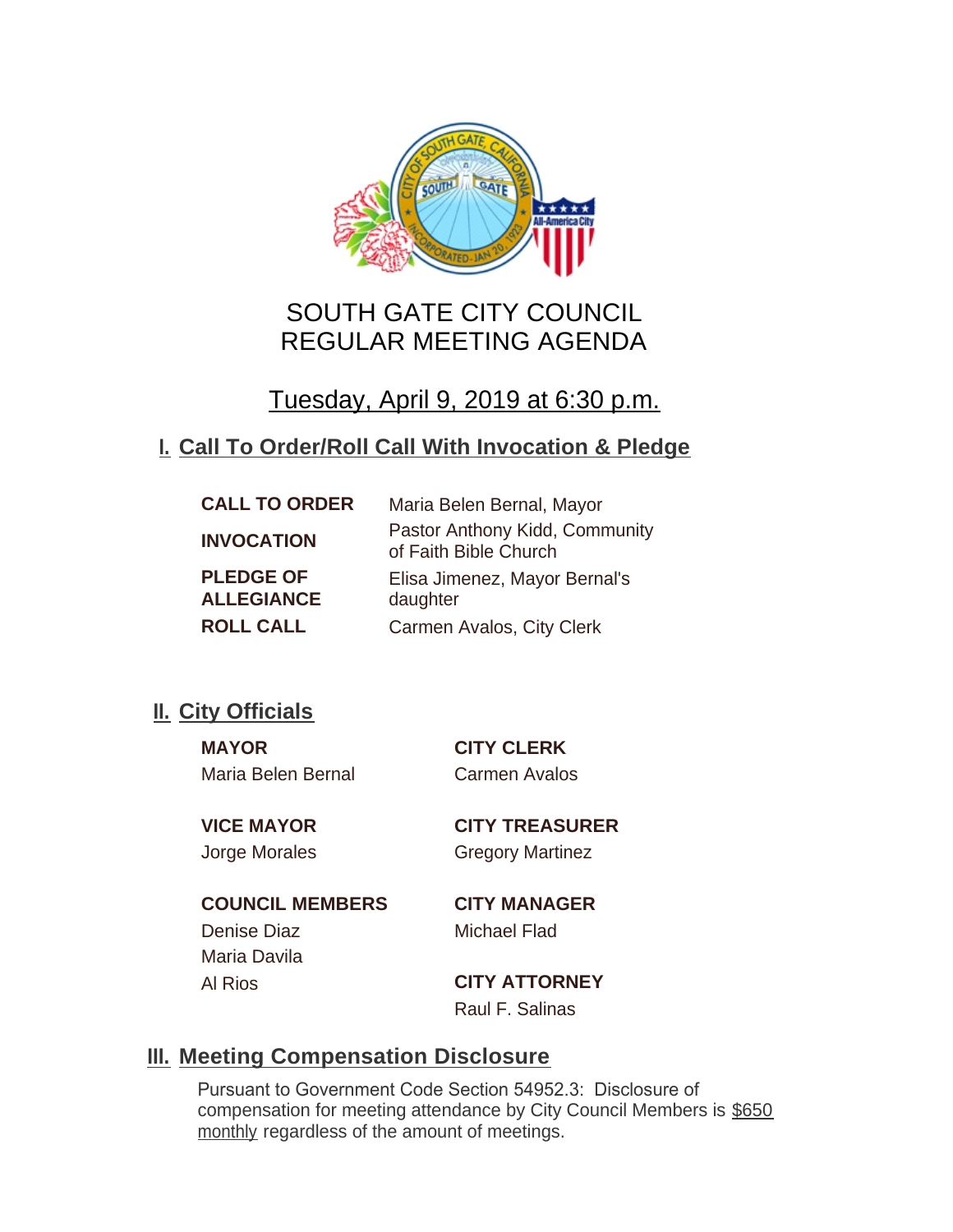# SOUTH GATE CITY COUNCIL
# REGULAR MEETING AGENDA

## Tuesday, April 9, 2019 at 6:30 p.m.

## I. Call To Order/Roll Call With Invocation & Pledge

| | |
|---|---|
| **CALL TO ORDER** | Maria Belen Bernal, Mayor |
| **INVOCATION** | Pastor Anthony Kidd, Community of Faith Bible Church |
| **PLEDGE OF ALLEGIANCE** | Elisa Jimenez, Mayor Bernal's daughter |
| **ROLL CALL** | Carmen Avalos, City Clerk |

## II. City Officials

**MAYOR**
Maria Belen Bernal

**VICE MAYOR**
Jorge Morales

**COUNCIL MEMBERS**
Denise Diaz
Maria Davila
Al Rios

**CITY CLERK**
Carmen Avalos

**CITY TREASURER**
Gregory Martinez

**CITY MANAGER**
Michael Flad

**CITY ATTORNEY**
Raul F. Salinas

## III. Meeting Compensation Disclosure

Pursuant to Government Code Section 54952.3: Disclosure of compensation for meeting attendance by City Council Members is $650 monthly regardless of the amount of meetings.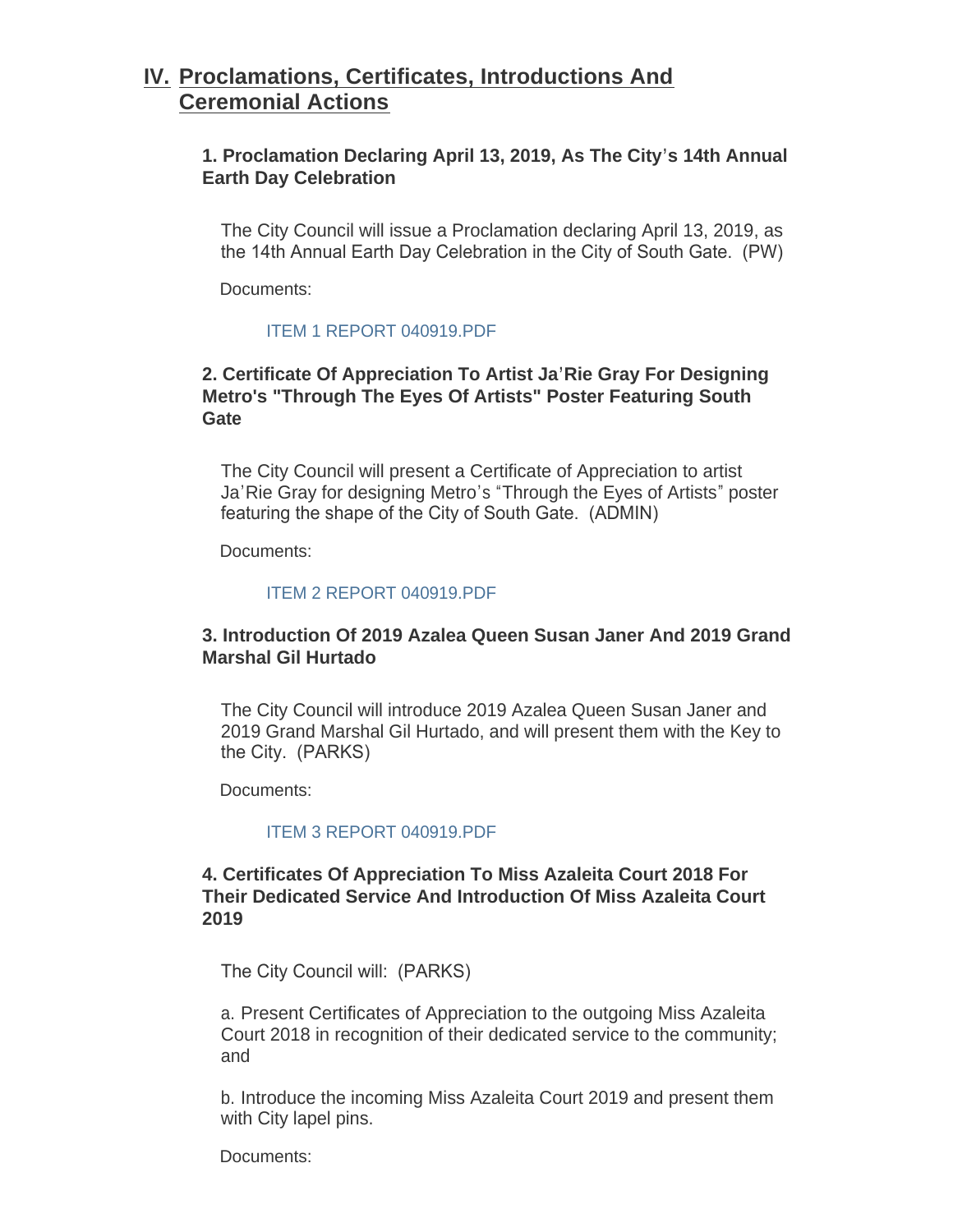## IV. Proclamations, Certificates, Introductions And Ceremonial Actions

### 1. Proclamation Declaring April 13, 2019, As The City's 14th Annual Earth Day Celebration

The City Council will issue a Proclamation declaring April 13, 2019, as the 14th Annual Earth Day Celebration in the City of South Gate. (PW)

Documents:

ITEM 1 REPORT 040919.PDF

### 2. Certificate Of Appreciation To Artist Ja'Rie Gray For Designing Metro's "Through The Eyes Of Artists" Poster Featuring South Gate

The City Council will present a Certificate of Appreciation to artist Ja'Rie Gray for designing Metro's "Through the Eyes of Artists" poster featuring the shape of the City of South Gate. (ADMIN)

Documents:

ITEM 2 REPORT 040919.PDF

### 3. Introduction Of 2019 Azalea Queen Susan Janer And 2019 Grand Marshal Gil Hurtado

The City Council will introduce 2019 Azalea Queen Susan Janer and 2019 Grand Marshal Gil Hurtado, and will present them with the Key to the City. (PARKS)

Documents:

ITEM 3 REPORT 040919.PDF

### 4. Certificates Of Appreciation To Miss Azaleita Court 2018 For Their Dedicated Service And Introduction Of Miss Azaleita Court 2019

The City Council will: (PARKS)

a. Present Certificates of Appreciation to the outgoing Miss Azaleita Court 2018 in recognition of their dedicated service to the community; and

b. Introduce the incoming Miss Azaleita Court 2019 and present them with City lapel pins.

Documents: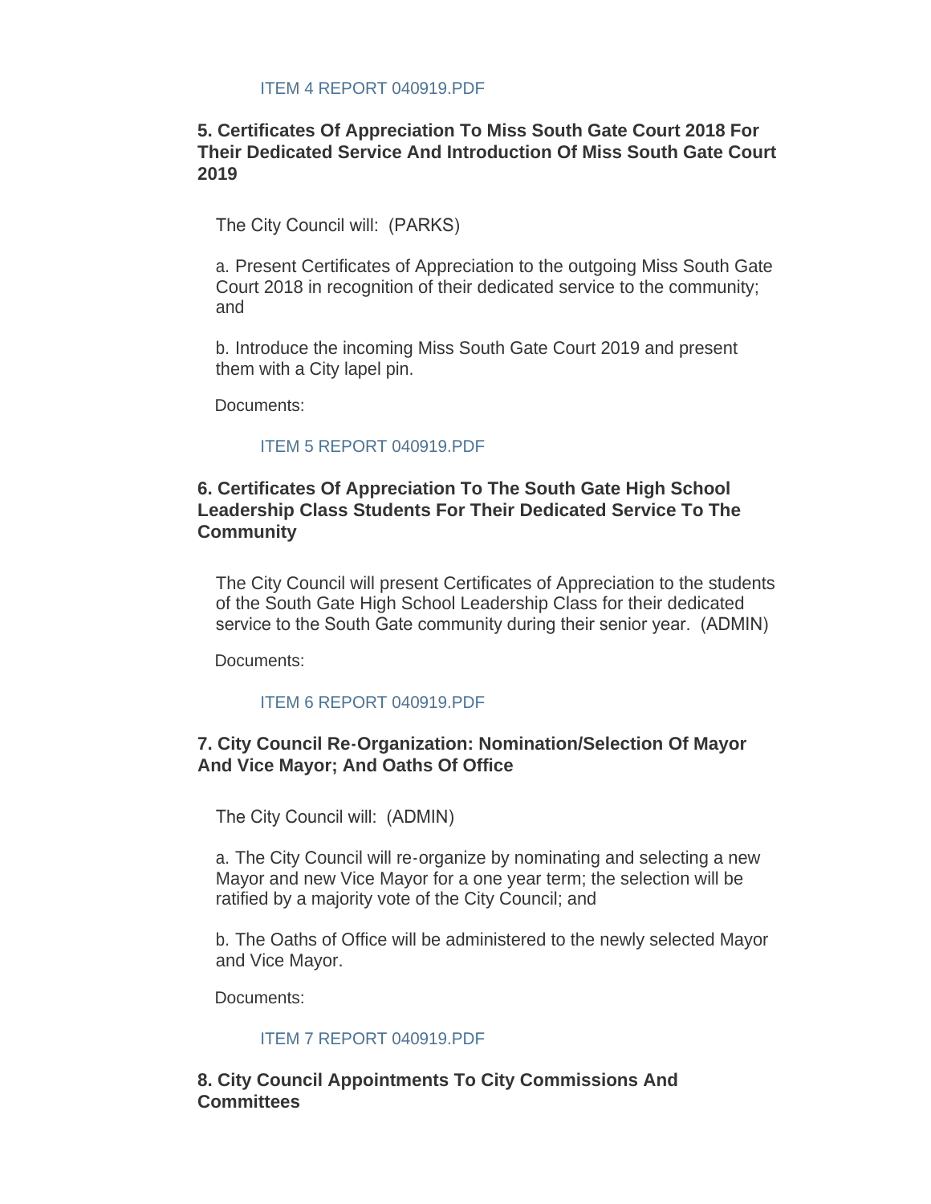ITEM 4 REPORT 040919.PDF

### 5. Certificates Of Appreciation To Miss South Gate Court 2018 For Their Dedicated Service And Introduction Of Miss South Gate Court 2019

The City Council will: (PARKS)

a. Present Certificates of Appreciation to the outgoing Miss South Gate Court 2018 in recognition of their dedicated service to the community; and

b. Introduce the incoming Miss South Gate Court 2019 and present them with a City lapel pin.

Documents:

ITEM 5 REPORT 040919.PDF

### 6. Certificates Of Appreciation To The South Gate High School Leadership Class Students For Their Dedicated Service To The Community

The City Council will present Certificates of Appreciation to the students of the South Gate High School Leadership Class for their dedicated service to the South Gate community during their senior year. (ADMIN)

Documents:

ITEM 6 REPORT 040919.PDF

### 7. City Council Re-Organization: Nomination/Selection Of Mayor And Vice Mayor; And Oaths Of Office

The City Council will: (ADMIN)

a. The City Council will re-organize by nominating and selecting a new Mayor and new Vice Mayor for a one year term; the selection will be ratified by a majority vote of the City Council; and

b. The Oaths of Office will be administered to the newly selected Mayor and Vice Mayor.

Documents:

ITEM 7 REPORT 040919.PDF

### 8. City Council Appointments To City Commissions And Committees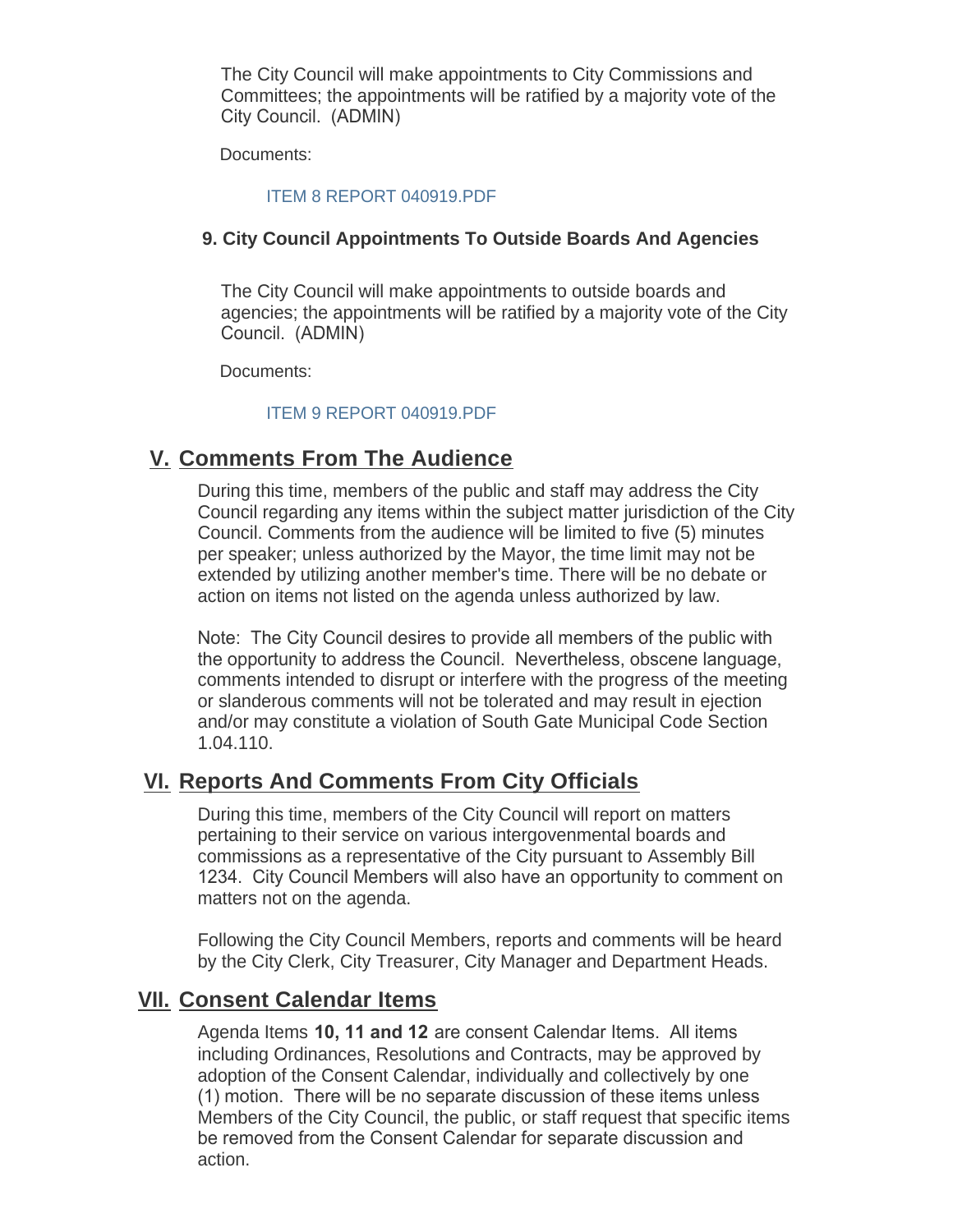The City Council will make appointments to City Commissions and Committees; the appointments will be ratified by a majority vote of the City Council. (ADMIN)

Documents:

ITEM 8 REPORT 040919.PDF

**9. City Council Appointments To Outside Boards And Agencies**

The City Council will make appointments to outside boards and agencies; the appointments will be ratified by a majority vote of the City Council. (ADMIN)

Documents:

ITEM 9 REPORT 040919.PDF

## V. Comments From The Audience

During this time, members of the public and staff may address the City Council regarding any items within the subject matter jurisdiction of the City Council. Comments from the audience will be limited to five (5) minutes per speaker; unless authorized by the Mayor, the time limit may not be extended by utilizing another member's time. There will be no debate or action on items not listed on the agenda unless authorized by law.

Note: The City Council desires to provide all members of the public with the opportunity to address the Council. Nevertheless, obscene language, comments intended to disrupt or interfere with the progress of the meeting or slanderous comments will not be tolerated and may result in ejection and/or may constitute a violation of South Gate Municipal Code Section 1.04.110.

## VI. Reports And Comments From City Officials

During this time, members of the City Council will report on matters pertaining to their service on various intergovenmental boards and commissions as a representative of the City pursuant to Assembly Bill 1234. City Council Members will also have an opportunity to comment on matters not on the agenda.

Following the City Council Members, reports and comments will be heard by the City Clerk, City Treasurer, City Manager and Department Heads.

## VII. Consent Calendar Items

Agenda Items **10, 11 and 12** are consent Calendar Items. All items including Ordinances, Resolutions and Contracts, may be approved by adoption of the Consent Calendar, individually and collectively by one (1) motion. There will be no separate discussion of these items unless Members of the City Council, the public, or staff request that specific items be removed from the Consent Calendar for separate discussion and action.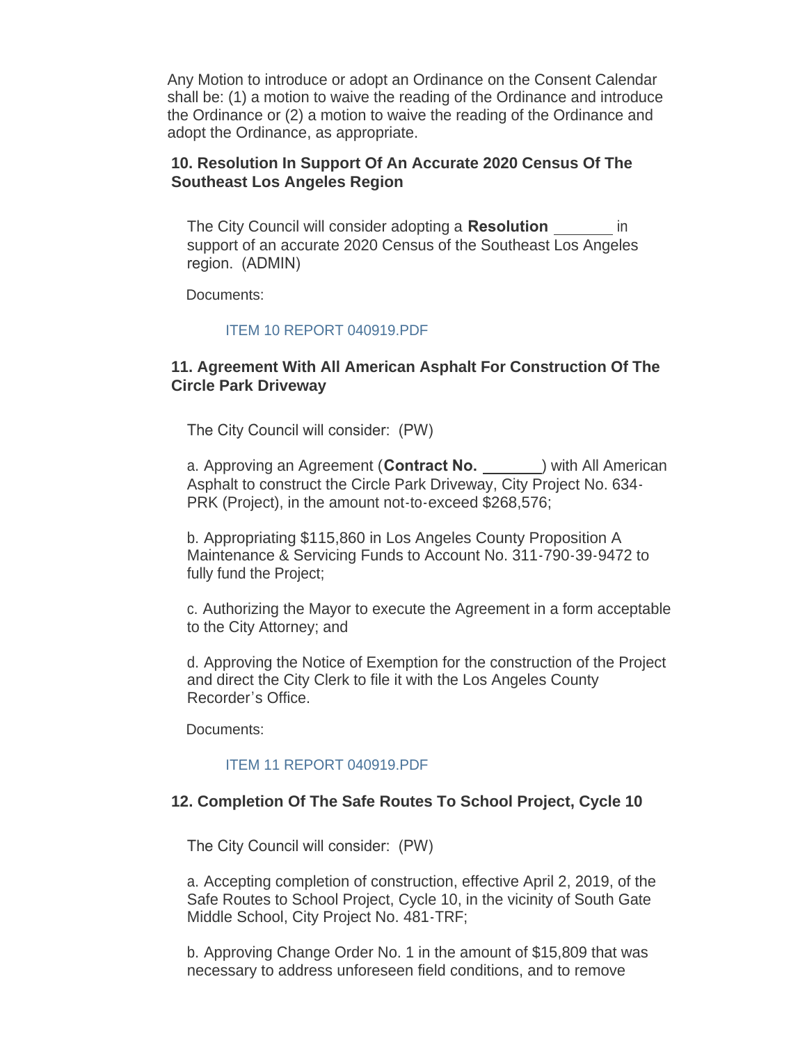Any Motion to introduce or adopt an Ordinance on the Consent Calendar shall be: (1) a motion to waive the reading of the Ordinance and introduce the Ordinance or (2) a motion to waive the reading of the Ordinance and adopt the Ordinance, as appropriate.

### 10. Resolution In Support Of An Accurate 2020 Census Of The Southeast Los Angeles Region

The City Council will consider adopting a **Resolution** _______ in support of an accurate 2020 Census of the Southeast Los Angeles region. (ADMIN)

Documents:

ITEM 10 REPORT 040919.PDF

### 11. Agreement With All American Asphalt For Construction Of The Circle Park Driveway

The City Council will consider: (PW)

a. Approving an Agreement (**Contract No.** _______) with All American Asphalt to construct the Circle Park Driveway, City Project No. 634-PRK (Project), in the amount not-to-exceed $268,576;

b. Appropriating $115,860 in Los Angeles County Proposition A Maintenance & Servicing Funds to Account No. 311-790-39-9472 to fully fund the Project;

c. Authorizing the Mayor to execute the Agreement in a form acceptable to the City Attorney; and

d. Approving the Notice of Exemption for the construction of the Project and direct the City Clerk to file it with the Los Angeles County Recorder's Office.

Documents:

ITEM 11 REPORT 040919.PDF

### 12. Completion Of The Safe Routes To School Project, Cycle 10

The City Council will consider: (PW)

a. Accepting completion of construction, effective April 2, 2019, of the Safe Routes to School Project, Cycle 10, in the vicinity of South Gate Middle School, City Project No. 481-TRF;

b. Approving Change Order No. 1 in the amount of $15,809 that was necessary to address unforeseen field conditions, and to remove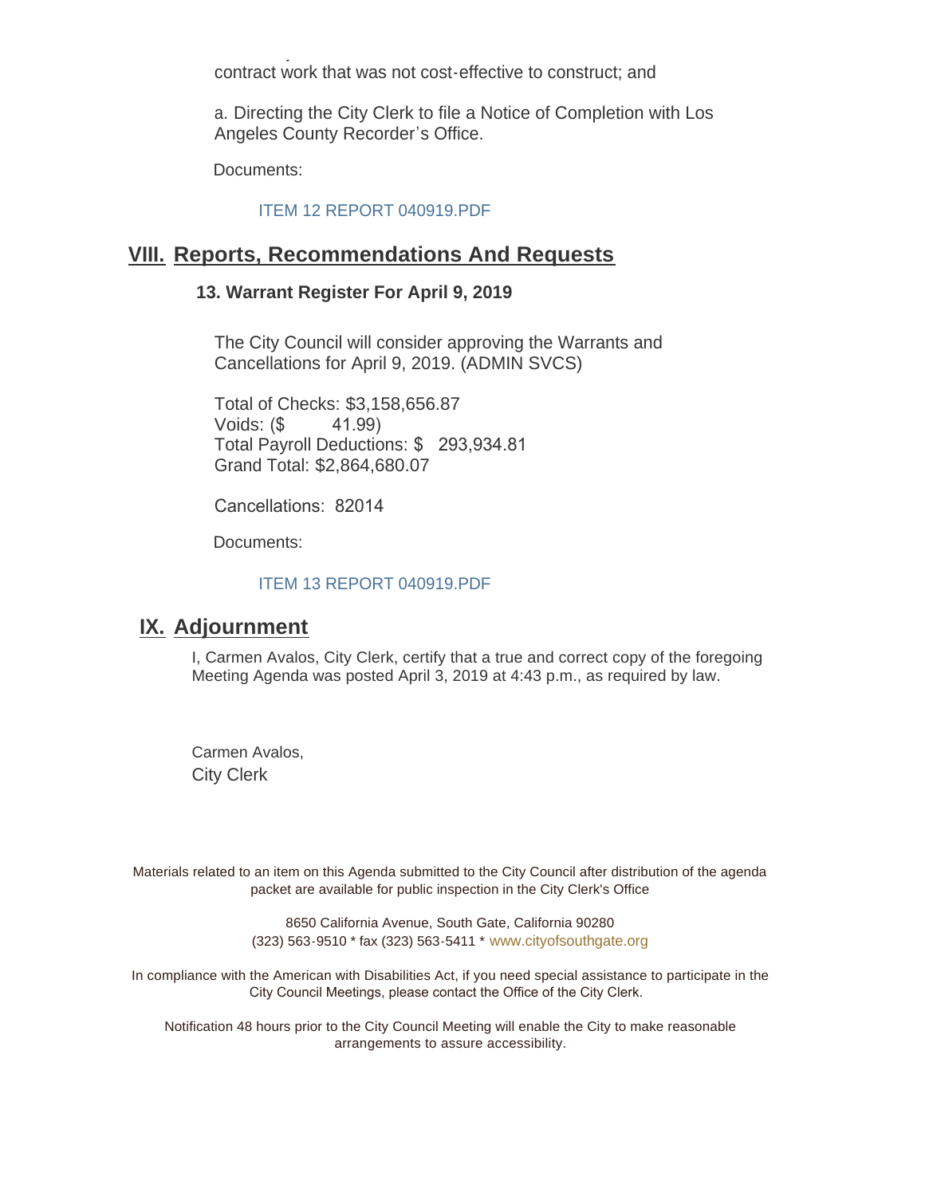contract work that was not cost-effective to construct; and

a. Directing the City Clerk to file a Notice of Completion with Los Angeles County Recorder's Office.

Documents:

ITEM 12 REPORT 040919.PDF

## VIII. Reports, Recommendations And Requests

### 13. Warrant Register For April 9, 2019

The City Council will consider approving the Warrants and Cancellations for April 9, 2019. (ADMIN SVCS)

Total of Checks: $3,158,656.87
Voids: ($ 41.99)
Total Payroll Deductions: $ 293,934.81
Grand Total: $2,864,680.07

Cancellations: 82014

Documents:

ITEM 13 REPORT 040919.PDF

## IX. Adjournment

I, Carmen Avalos, City Clerk, certify that a true and correct copy of the foregoing Meeting Agenda was posted April 3, 2019 at 4:43 p.m., as required by law.

Carmen Avalos,
City Clerk

Materials related to an item on this Agenda submitted to the City Council after distribution of the agenda packet are available for public inspection in the City Clerk's Office

8650 California Avenue, South Gate, California 90280
(323) 563-9510 * fax (323) 563-5411 * www.cityofsouthgate.org

In compliance with the American with Disabilities Act, if you need special assistance to participate in the City Council Meetings, please contact the Office of the City Clerk.

Notification 48 hours prior to the City Council Meeting will enable the City to make reasonable arrangements to assure accessibility.